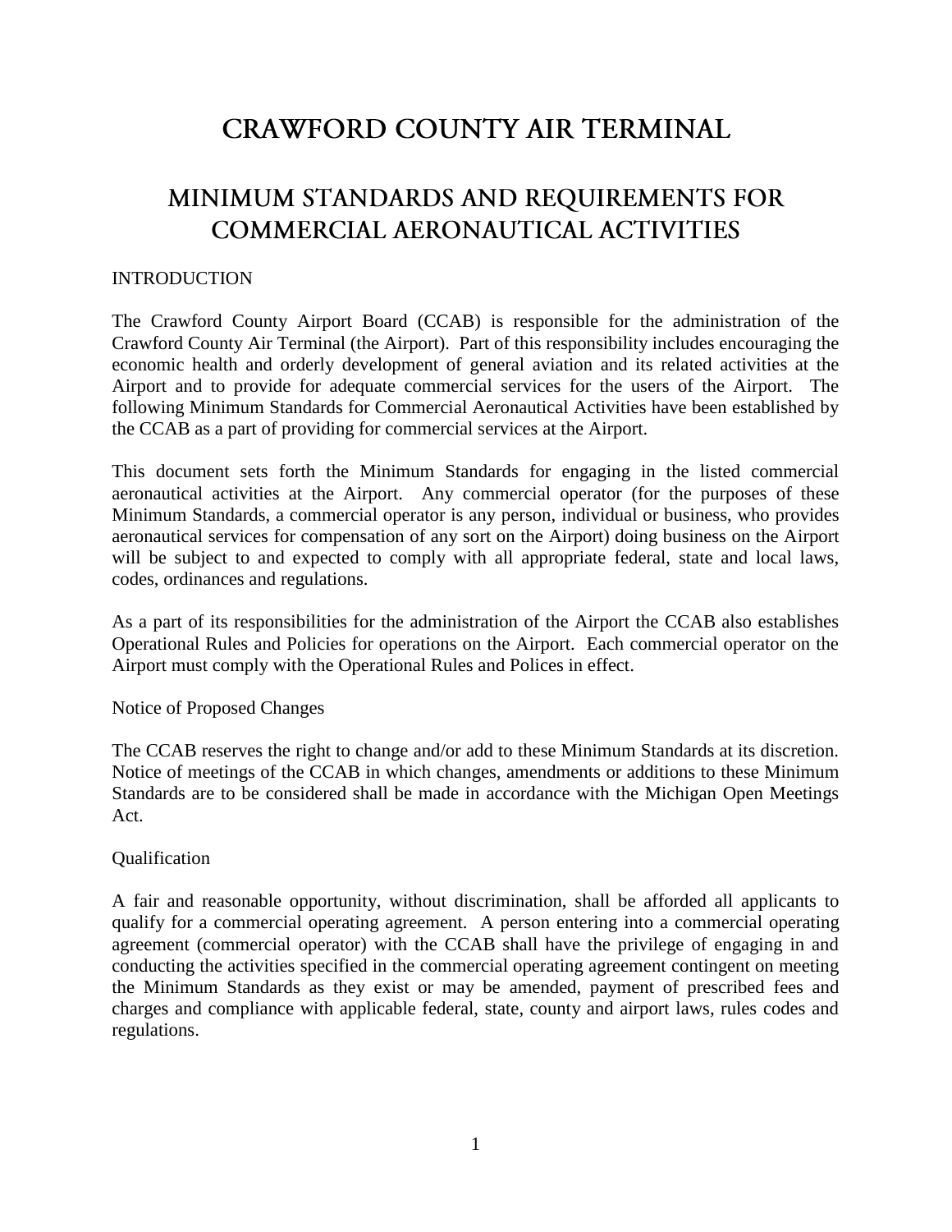# CRAWFORD COUNTY AIR TERMINAL

## MINIMUM STANDARDS AND REQUIREMENTS FOR COMMERCIAL AERONAUTICAL ACTIVITIES

INTRODUCTION

The Crawford County Airport Board (CCAB) is responsible for the administration of the Crawford County Air Terminal (the Airport). Part of this responsibility includes encouraging the economic health and orderly development of general aviation and its related activities at the Airport and to provide for adequate commercial services for the users of the Airport. The following Minimum Standards for Commercial Aeronautical Activities have been established by the CCAB as a part of providing for commercial services at the Airport.

This document sets forth the Minimum Standards for engaging in the listed commercial aeronautical activities at the Airport. Any commercial operator (for the purposes of these Minimum Standards, a commercial operator is any person, individual or business, who provides aeronautical services for compensation of any sort on the Airport) doing business on the Airport will be subject to and expected to comply with all appropriate federal, state and local laws, codes, ordinances and regulations.

As a part of its responsibilities for the administration of the Airport the CCAB also establishes Operational Rules and Policies for operations on the Airport. Each commercial operator on the Airport must comply with the Operational Rules and Polices in effect.

Notice of Proposed Changes

The CCAB reserves the right to change and/or add to these Minimum Standards at its discretion. Notice of meetings of the CCAB in which changes, amendments or additions to these Minimum Standards are to be considered shall be made in accordance with the Michigan Open Meetings Act.

Qualification

A fair and reasonable opportunity, without discrimination, shall be afforded all applicants to qualify for a commercial operating agreement. A person entering into a commercial operating agreement (commercial operator) with the CCAB shall have the privilege of engaging in and conducting the activities specified in the commercial operating agreement contingent on meeting the Minimum Standards as they exist or may be amended, payment of prescribed fees and charges and compliance with applicable federal, state, county and airport laws, rules codes and regulations.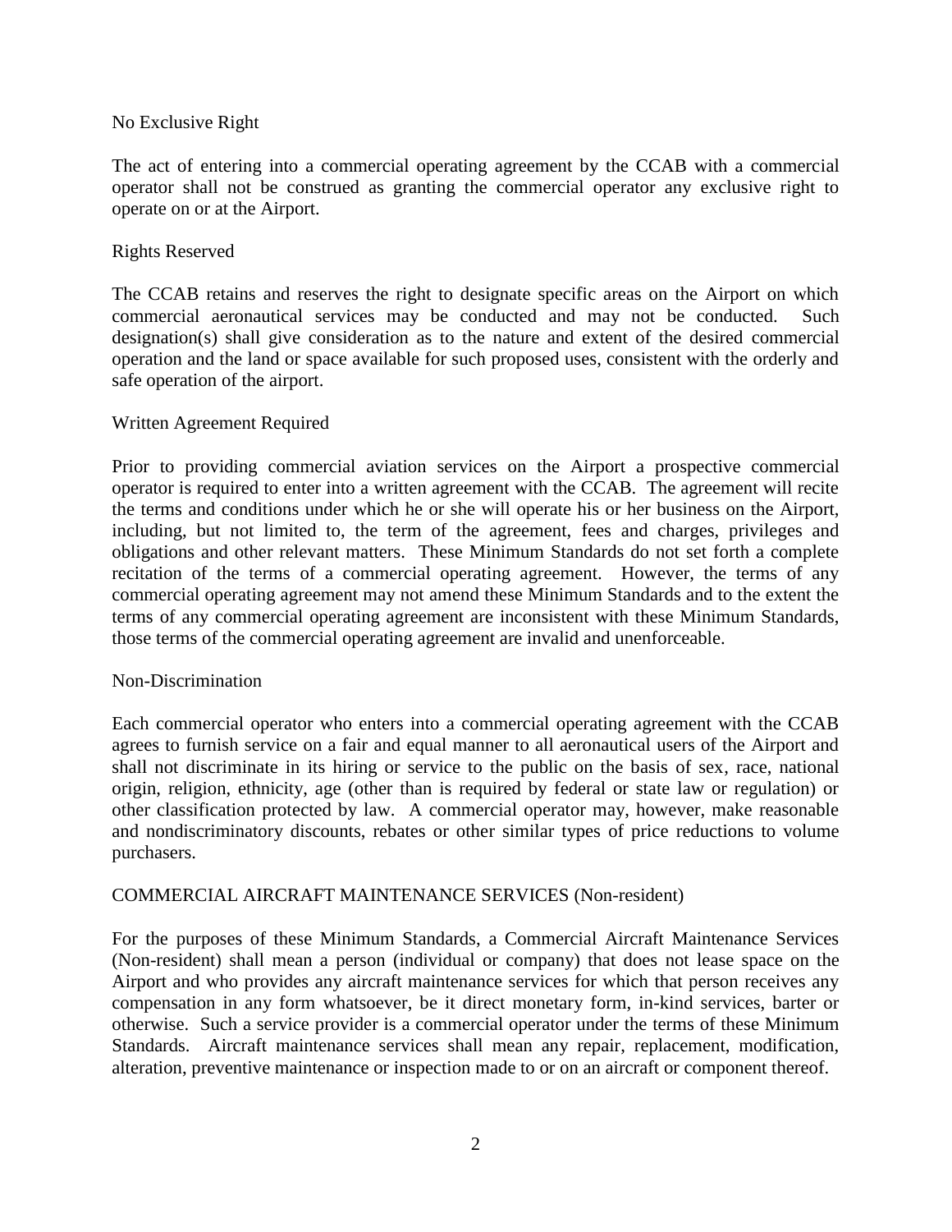## No Exclusive Right

The act of entering into a commercial operating agreement by the CCAB with a commercial operator shall not be construed as granting the commercial operator any exclusive right to operate on or at the Airport.

## Rights Reserved

The CCAB retains and reserves the right to designate specific areas on the Airport on which commercial aeronautical services may be conducted and may not be conducted. Such designation(s) shall give consideration as to the nature and extent of the desired commercial operation and the land or space available for such proposed uses, consistent with the orderly and safe operation of the airport.

## Written Agreement Required

Prior to providing commercial aviation services on the Airport a prospective commercial operator is required to enter into a written agreement with the CCAB. The agreement will recite the terms and conditions under which he or she will operate his or her business on the Airport, including, but not limited to, the term of the agreement, fees and charges, privileges and obligations and other relevant matters. These Minimum Standards do not set forth a complete recitation of the terms of a commercial operating agreement. However, the terms of any commercial operating agreement may not amend these Minimum Standards and to the extent the terms of any commercial operating agreement are inconsistent with these Minimum Standards, those terms of the commercial operating agreement are invalid and unenforceable.

## Non-Discrimination

Each commercial operator who enters into a commercial operating agreement with the CCAB agrees to furnish service on a fair and equal manner to all aeronautical users of the Airport and shall not discriminate in its hiring or service to the public on the basis of sex, race, national origin, religion, ethnicity, age (other than is required by federal or state law or regulation) or other classification protected by law. A commercial operator may, however, make reasonable and nondiscriminatory discounts, rebates or other similar types of price reductions to volume purchasers.

## COMMERCIAL AIRCRAFT MAINTENANCE SERVICES (Non-resident)

For the purposes of these Minimum Standards, a Commercial Aircraft Maintenance Services (Non-resident) shall mean a person (individual or company) that does not lease space on the Airport and who provides any aircraft maintenance services for which that person receives any compensation in any form whatsoever, be it direct monetary form, in-kind services, barter or otherwise. Such a service provider is a commercial operator under the terms of these Minimum Standards. Aircraft maintenance services shall mean any repair, replacement, modification, alteration, preventive maintenance or inspection made to or on an aircraft or component thereof.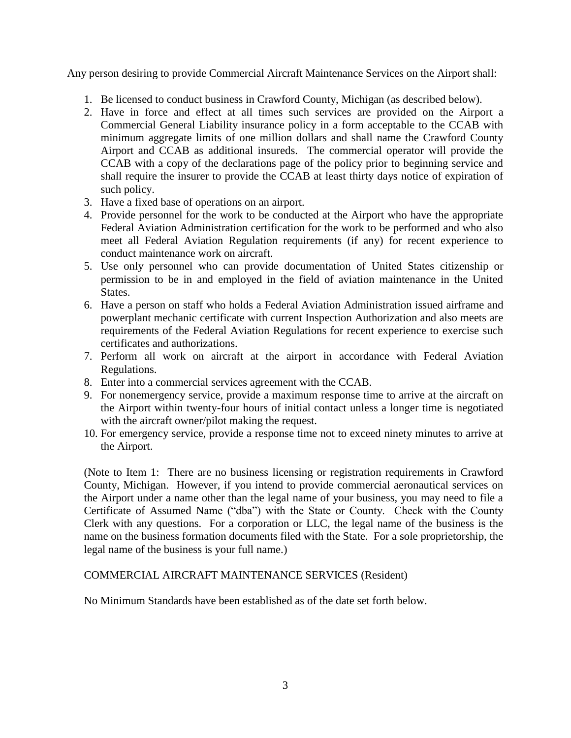Any person desiring to provide Commercial Aircraft Maintenance Services on the Airport shall:

1. Be licensed to conduct business in Crawford County, Michigan (as described below).
2. Have in force and effect at all times such services are provided on the Airport a Commercial General Liability insurance policy in a form acceptable to the CCAB with minimum aggregate limits of one million dollars and shall name the Crawford County Airport and CCAB as additional insureds. The commercial operator will provide the CCAB with a copy of the declarations page of the policy prior to beginning service and shall require the insurer to provide the CCAB at least thirty days notice of expiration of such policy.
3. Have a fixed base of operations on an airport.
4. Provide personnel for the work to be conducted at the Airport who have the appropriate Federal Aviation Administration certification for the work to be performed and who also meet all Federal Aviation Regulation requirements (if any) for recent experience to conduct maintenance work on aircraft.
5. Use only personnel who can provide documentation of United States citizenship or permission to be in and employed in the field of aviation maintenance in the United States.
6. Have a person on staff who holds a Federal Aviation Administration issued airframe and powerplant mechanic certificate with current Inspection Authorization and also meets are requirements of the Federal Aviation Regulations for recent experience to exercise such certificates and authorizations.
7. Perform all work on aircraft at the airport in accordance with Federal Aviation Regulations.
8. Enter into a commercial services agreement with the CCAB.
9. For nonemergency service, provide a maximum response time to arrive at the aircraft on the Airport within twenty-four hours of initial contact unless a longer time is negotiated with the aircraft owner/pilot making the request.
10. For emergency service, provide a response time not to exceed ninety minutes to arrive at the Airport.

(Note to Item 1: There are no business licensing or registration requirements in Crawford County, Michigan. However, if you intend to provide commercial aeronautical services on the Airport under a name other than the legal name of your business, you may need to file a Certificate of Assumed Name ("dba") with the State or County. Check with the County Clerk with any questions. For a corporation or LLC, the legal name of the business is the name on the business formation documents filed with the State. For a sole proprietorship, the legal name of the business is your full name.)

COMMERCIAL AIRCRAFT MAINTENANCE SERVICES (Resident)

No Minimum Standards have been established as of the date set forth below.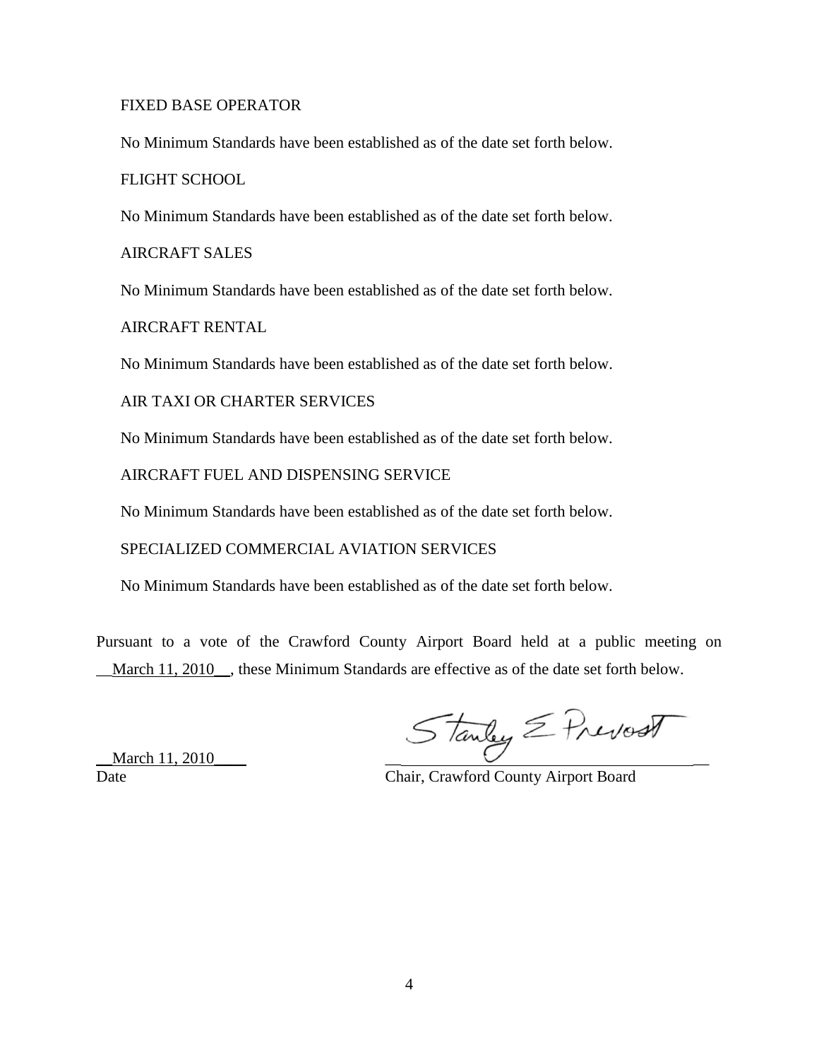FIXED BASE OPERATOR

No Minimum Standards have been established as of the date set forth below.

FLIGHT SCHOOL

No Minimum Standards have been established as of the date set forth below.

AIRCRAFT SALES

No Minimum Standards have been established as of the date set forth below.

AIRCRAFT RENTAL

No Minimum Standards have been established as of the date set forth below.

AIR TAXI OR CHARTER SERVICES

No Minimum Standards have been established as of the date set forth below.

AIRCRAFT FUEL AND DISPENSING SERVICE

No Minimum Standards have been established as of the date set forth below.

SPECIALIZED COMMERCIAL AVIATION SERVICES

No Minimum Standards have been established as of the date set forth below.

Pursuant to a vote of the Crawford County Airport Board held at a public meeting on __March 11, 2010__, these Minimum Standards are effective as of the date set forth below.

__March 11, 2010____ Stanley E Prevost
Date Chair, Crawford County Airport Board